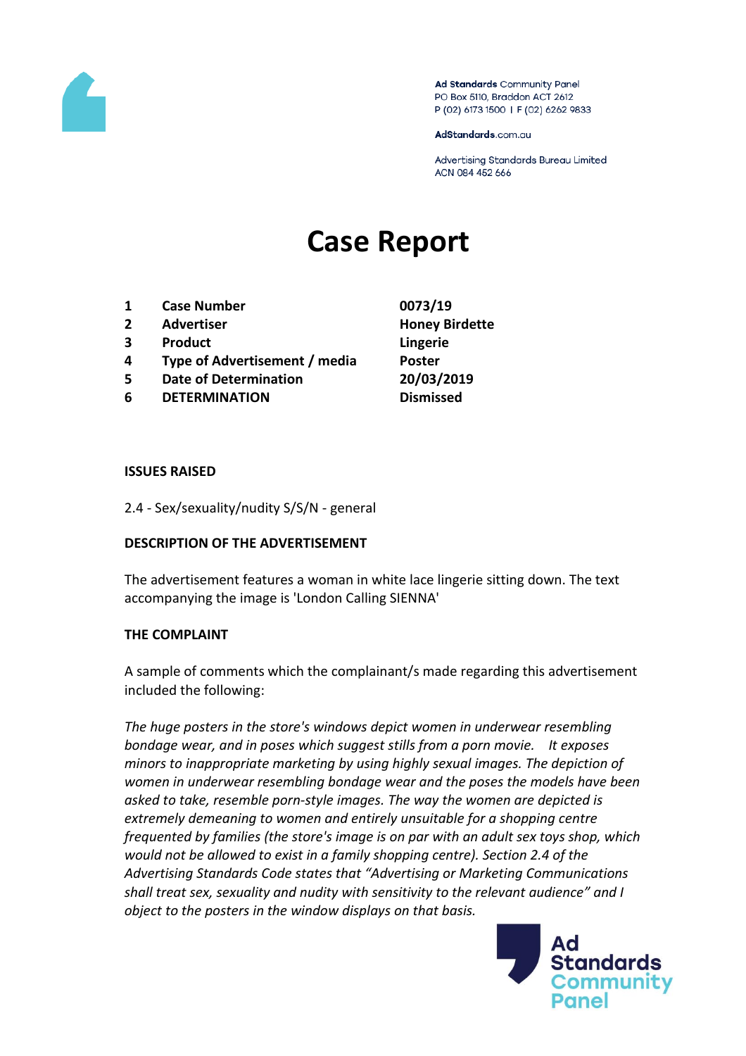Ad Standards Community Panel
PO Box 5110, Braddon ACT 2612
P (02) 6173 1500 | F (02) 6262 9833

AdStandards.com.au

Advertising Standards Bureau Limited
ACN 084 452 666

# Case Report

| | | |
|---|---|---|
| **1** | **Case Number** | **0073/19** |
| **2** | **Advertiser** | **Honey Birdette** |
| **3** | **Product** | **Lingerie** |
| **4** | **Type of Advertisement / media** | **Poster** |
| **5** | **Date of Determination** | **20/03/2019** |
| **6** | **DETERMINATION** | **Dismissed** |

**ISSUES RAISED**

2.4 - Sex/sexuality/nudity S/S/N - general

**DESCRIPTION OF THE ADVERTISEMENT**

The advertisement features a woman in white lace lingerie sitting down. The text accompanying the image is 'London Calling SIENNA'

**THE COMPLAINT**

A sample of comments which the complainant/s made regarding this advertisement included the following:

*The huge posters in the store's windows depict women in underwear resembling bondage wear, and in poses which suggest stills from a porn movie. It exposes minors to inappropriate marketing by using highly sexual images. The depiction of women in underwear resembling bondage wear and the poses the models have been asked to take, resemble porn-style images. The way the women are depicted is extremely demeaning to women and entirely unsuitable for a shopping centre frequented by families (the store's image is on par with an adult sex toys shop, which would not be allowed to exist in a family shopping centre). Section 2.4 of the Advertising Standards Code states that "Advertising or Marketing Communications shall treat sex, sexuality and nudity with sensitivity to the relevant audience" and I object to the posters in the window displays on that basis.*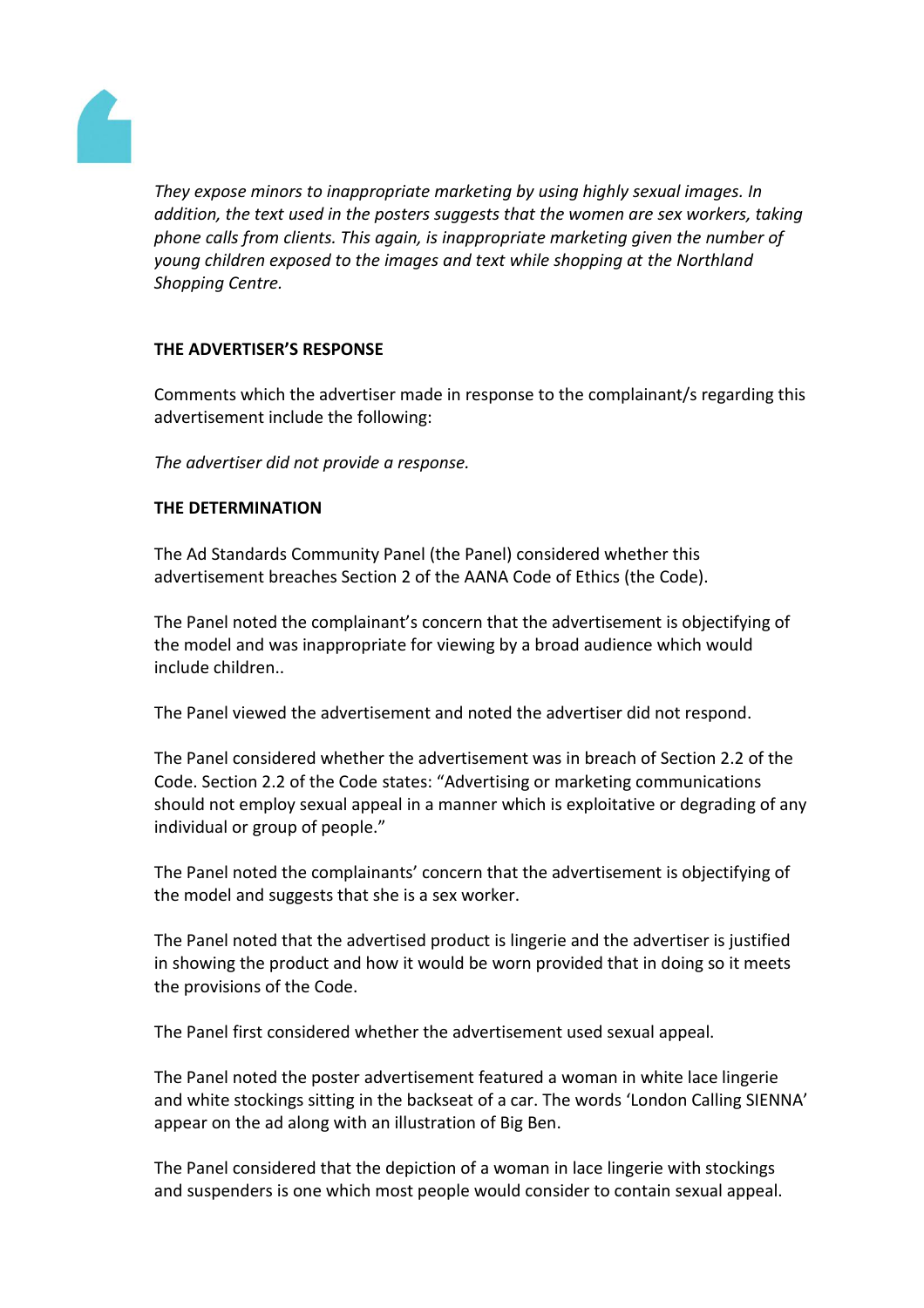*They expose minors to inappropriate marketing by using highly sexual images. In addition, the text used in the posters suggests that the women are sex workers, taking phone calls from clients. This again, is inappropriate marketing given the number of young children exposed to the images and text while shopping at the Northland Shopping Centre.*

**THE ADVERTISER'S RESPONSE**

Comments which the advertiser made in response to the complainant/s regarding this advertisement include the following:

*The advertiser did not provide a response.*

**THE DETERMINATION**

The Ad Standards Community Panel (the Panel) considered whether this advertisement breaches Section 2 of the AANA Code of Ethics (the Code).

The Panel noted the complainant's concern that the advertisement is objectifying of the model and was inappropriate for viewing by a broad audience which would include children..

The Panel viewed the advertisement and noted the advertiser did not respond.

The Panel considered whether the advertisement was in breach of Section 2.2 of the Code. Section 2.2 of the Code states: "Advertising or marketing communications should not employ sexual appeal in a manner which is exploitative or degrading of any individual or group of people."

The Panel noted the complainants' concern that the advertisement is objectifying of the model and suggests that she is a sex worker.

The Panel noted that the advertised product is lingerie and the advertiser is justified in showing the product and how it would be worn provided that in doing so it meets the provisions of the Code.

The Panel first considered whether the advertisement used sexual appeal.

The Panel noted the poster advertisement featured a woman in white lace lingerie and white stockings sitting in the backseat of a car. The words 'London Calling SIENNA' appear on the ad along with an illustration of Big Ben.

The Panel considered that the depiction of a woman in lace lingerie with stockings and suspenders is one which most people would consider to contain sexual appeal.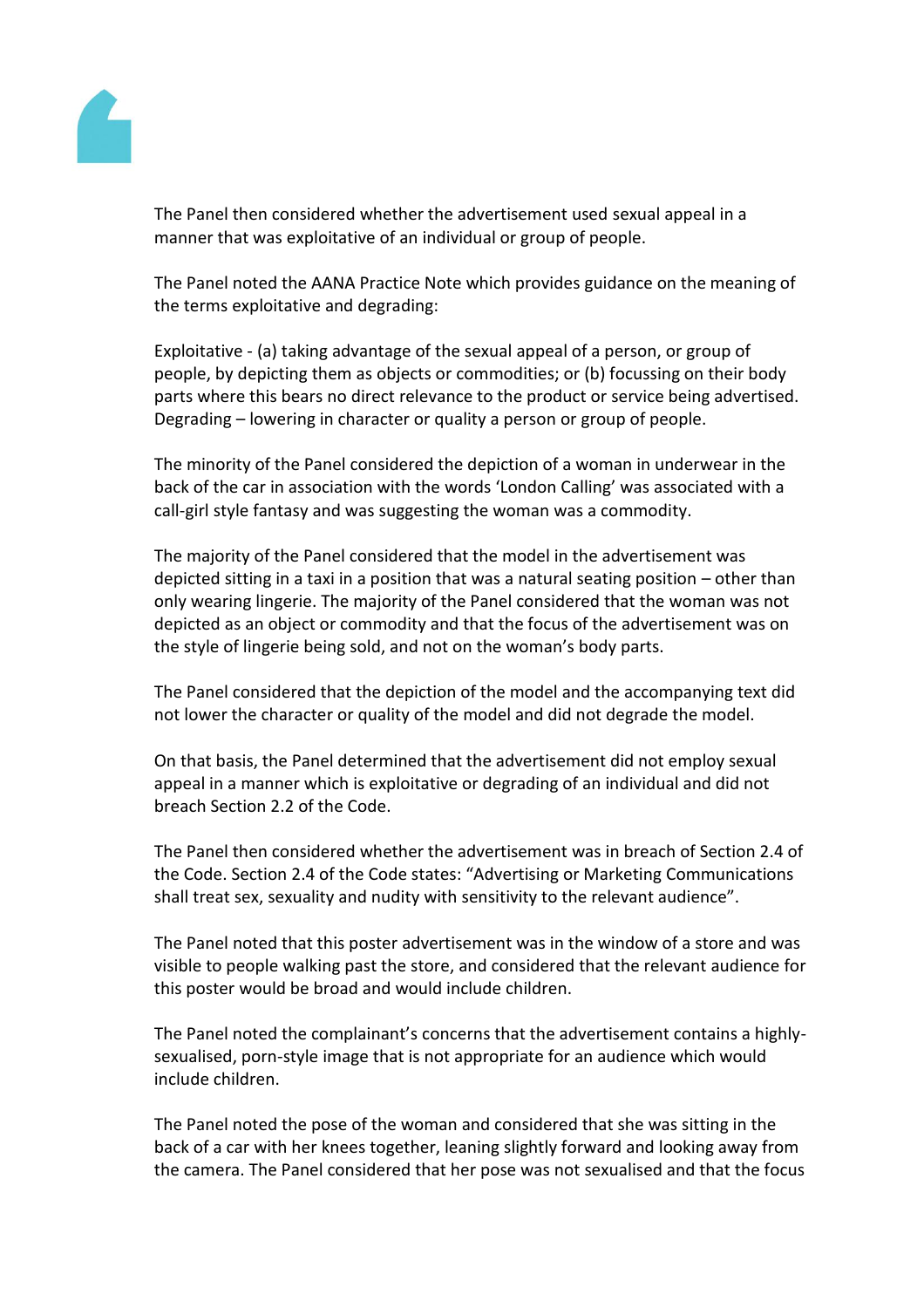The Panel then considered whether the advertisement used sexual appeal in a manner that was exploitative of an individual or group of people.

The Panel noted the AANA Practice Note which provides guidance on the meaning of the terms exploitative and degrading:

Exploitative - (a) taking advantage of the sexual appeal of a person, or group of people, by depicting them as objects or commodities; or (b) focussing on their body parts where this bears no direct relevance to the product or service being advertised. Degrading – lowering in character or quality a person or group of people.

The minority of the Panel considered the depiction of a woman in underwear in the back of the car in association with the words 'London Calling' was associated with a call-girl style fantasy and was suggesting the woman was a commodity.

The majority of the Panel considered that the model in the advertisement was depicted sitting in a taxi in a position that was a natural seating position – other than only wearing lingerie. The majority of the Panel considered that the woman was not depicted as an object or commodity and that the focus of the advertisement was on the style of lingerie being sold, and not on the woman's body parts.

The Panel considered that the depiction of the model and the accompanying text did not lower the character or quality of the model and did not degrade the model.

On that basis, the Panel determined that the advertisement did not employ sexual appeal in a manner which is exploitative or degrading of an individual and did not breach Section 2.2 of the Code.

The Panel then considered whether the advertisement was in breach of Section 2.4 of the Code. Section 2.4 of the Code states: "Advertising or Marketing Communications shall treat sex, sexuality and nudity with sensitivity to the relevant audience".

The Panel noted that this poster advertisement was in the window of a store and was visible to people walking past the store, and considered that the relevant audience for this poster would be broad and would include children.

The Panel noted the complainant's concerns that the advertisement contains a highly-sexualised, porn-style image that is not appropriate for an audience which would include children.

The Panel noted the pose of the woman and considered that she was sitting in the back of a car with her knees together, leaning slightly forward and looking away from the camera. The Panel considered that her pose was not sexualised and that the focus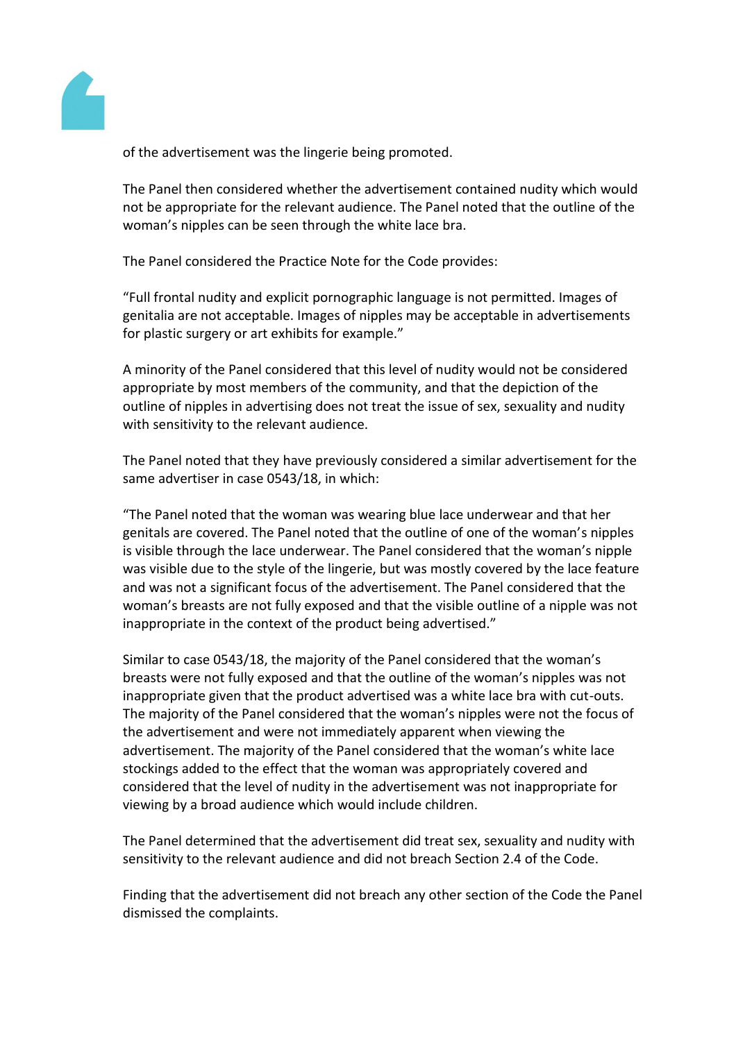of the advertisement was the lingerie being promoted.

The Panel then considered whether the advertisement contained nudity which would not be appropriate for the relevant audience. The Panel noted that the outline of the woman's nipples can be seen through the white lace bra.

The Panel considered the Practice Note for the Code provides:

"Full frontal nudity and explicit pornographic language is not permitted. Images of genitalia are not acceptable. Images of nipples may be acceptable in advertisements for plastic surgery or art exhibits for example."

A minority of the Panel considered that this level of nudity would not be considered appropriate by most members of the community, and that the depiction of the outline of nipples in advertising does not treat the issue of sex, sexuality and nudity with sensitivity to the relevant audience.

The Panel noted that they have previously considered a similar advertisement for the same advertiser in case 0543/18, in which:

"The Panel noted that the woman was wearing blue lace underwear and that her genitals are covered. The Panel noted that the outline of one of the woman's nipples is visible through the lace underwear. The Panel considered that the woman's nipple was visible due to the style of the lingerie, but was mostly covered by the lace feature and was not a significant focus of the advertisement. The Panel considered that the woman's breasts are not fully exposed and that the visible outline of a nipple was not inappropriate in the context of the product being advertised."

Similar to case 0543/18, the majority of the Panel considered that the woman's breasts were not fully exposed and that the outline of the woman's nipples was not inappropriate given that the product advertised was a white lace bra with cut-outs. The majority of the Panel considered that the woman's nipples were not the focus of the advertisement and were not immediately apparent when viewing the advertisement. The majority of the Panel considered that the woman's white lace stockings added to the effect that the woman was appropriately covered and considered that the level of nudity in the advertisement was not inappropriate for viewing by a broad audience which would include children.

The Panel determined that the advertisement did treat sex, sexuality and nudity with sensitivity to the relevant audience and did not breach Section 2.4 of the Code.

Finding that the advertisement did not breach any other section of the Code the Panel dismissed the complaints.